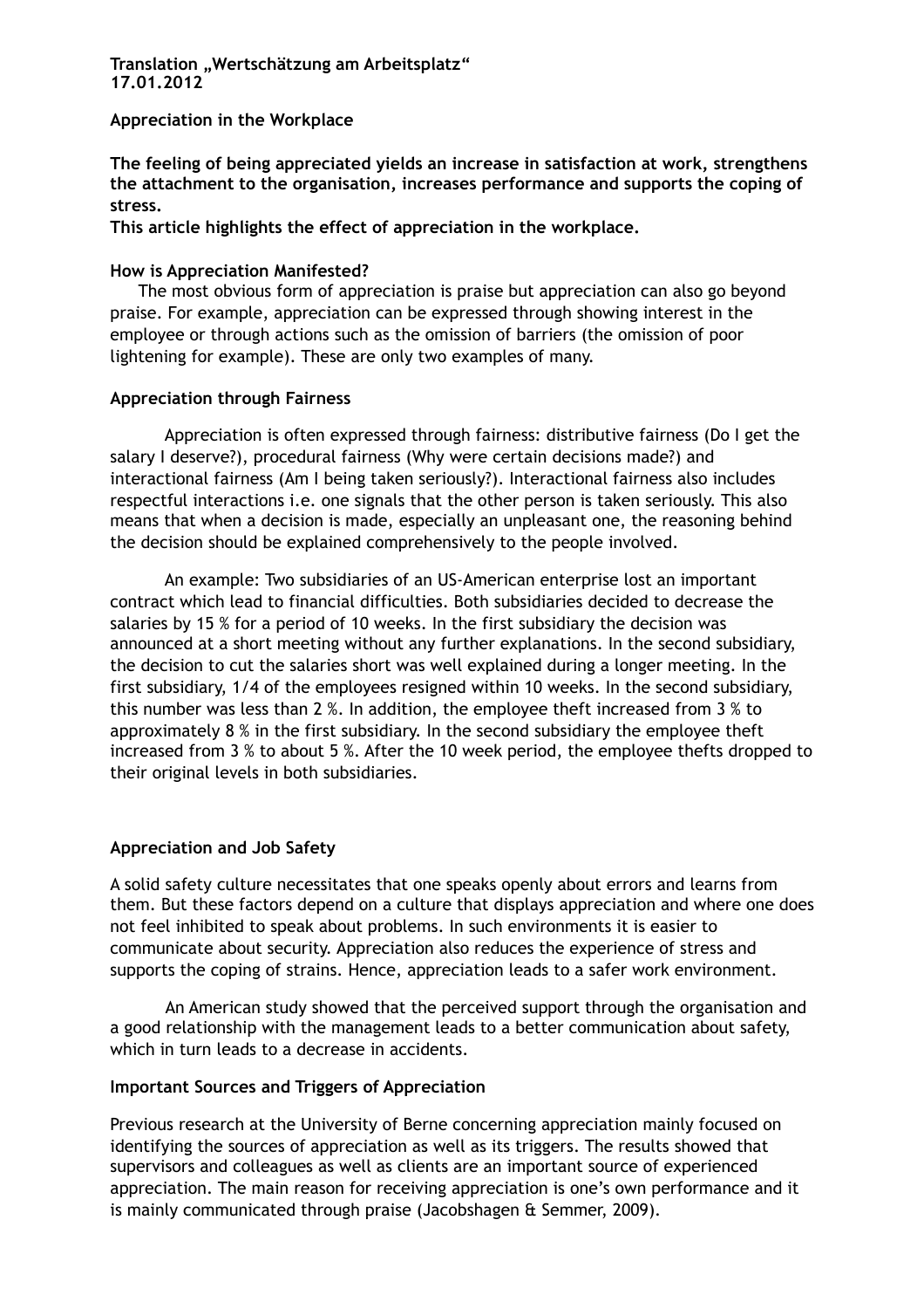**Translation „Wertschätzung am Arbeitsplatz“**
**17.01.2012**

# Appreciation in the Workplace

**The feeling of being appreciated yields an increase in satisfaction at work, strengthens the attachment to the organisation, increases performance and supports the coping of stress.**
**This article highlights the effect of appreciation in the workplace.**

## How is Appreciation Manifested?

The most obvious form of appreciation is praise but appreciation can also go beyond praise. For example, appreciation can be expressed through showing interest in the employee or through actions such as the omission of barriers (the omission of poor lightening for example). These are only two examples of many.

## Appreciation through Fairness

Appreciation is often expressed through fairness: distributive fairness (Do I get the salary I deserve?), procedural fairness (Why were certain decisions made?) and interactional fairness (Am I being taken seriously?). Interactional fairness also includes respectful interactions i.e. one signals that the other person is taken seriously. This also means that when a decision is made, especially an unpleasant one, the reasoning behind the decision should be explained comprehensively to the people involved.

An example: Two subsidiaries of an US-American enterprise lost an important contract which lead to financial difficulties. Both subsidiaries decided to decrease the salaries by 15 % for a period of 10 weeks. In the first subsidiary the decision was announced at a short meeting without any further explanations. In the second subsidiary, the decision to cut the salaries short was well explained during a longer meeting. In the first subsidiary, 1/4 of the employees resigned within 10 weeks. In the second subsidiary, this number was less than 2 %. In addition, the employee theft increased from 3 % to approximately 8 % in the first subsidiary. In the second subsidiary the employee theft increased from 3 % to about 5 %. After the 10 week period, the employee thefts dropped to their original levels in both subsidiaries.

## Appreciation and Job Safety

A solid safety culture necessitates that one speaks openly about errors and learns from them. But these factors depend on a culture that displays appreciation and where one does not feel inhibited to speak about problems. In such environments it is easier to communicate about security. Appreciation also reduces the experience of stress and supports the coping of strains. Hence, appreciation leads to a safer work environment.

An American study showed that the perceived support through the organisation and a good relationship with the management leads to a better communication about safety, which in turn leads to a decrease in accidents.

## Important Sources and Triggers of Appreciation

Previous research at the University of Berne concerning appreciation mainly focused on identifying the sources of appreciation as well as its triggers. The results showed that supervisors and colleagues as well as clients are an important source of experienced appreciation. The main reason for receiving appreciation is one's own performance and it is mainly communicated through praise (Jacobshagen & Semmer, 2009).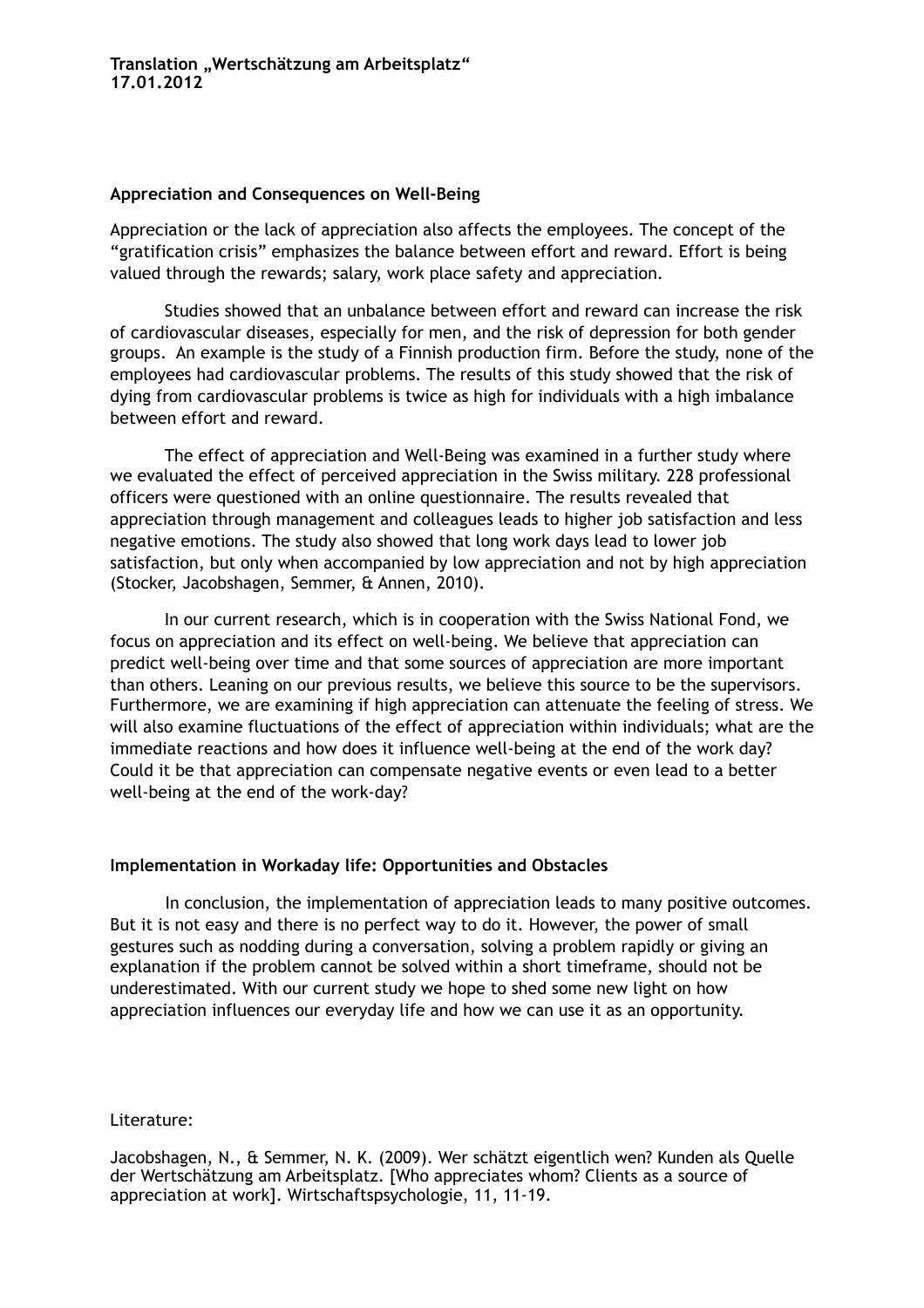**Translation „Wertschätzung am Arbeitsplatz"**
**17.01.2012**

## Appreciation and Consequences on Well-Being

Appreciation or the lack of appreciation also affects the employees. The concept of the "gratification crisis" emphasizes the balance between effort and reward. Effort is being valued through the rewards; salary, work place safety and appreciation.

Studies showed that an unbalance between effort and reward can increase the risk of cardiovascular diseases, especially for men, and the risk of depression for both gender groups. An example is the study of a Finnish production firm. Before the study, none of the employees had cardiovascular problems. The results of this study showed that the risk of dying from cardiovascular problems is twice as high for individuals with a high imbalance between effort and reward.

The effect of appreciation and Well-Being was examined in a further study where we evaluated the effect of perceived appreciation in the Swiss military. 228 professional officers were questioned with an online questionnaire. The results revealed that appreciation through management and colleagues leads to higher job satisfaction and less negative emotions. The study also showed that long work days lead to lower job satisfaction, but only when accompanied by low appreciation and not by high appreciation (Stocker, Jacobshagen, Semmer, & Annen, 2010).

In our current research, which is in cooperation with the Swiss National Fond, we focus on appreciation and its effect on well-being. We believe that appreciation can predict well-being over time and that some sources of appreciation are more important than others. Leaning on our previous results, we believe this source to be the supervisors. Furthermore, we are examining if high appreciation can attenuate the feeling of stress. We will also examine fluctuations of the effect of appreciation within individuals; what are the immediate reactions and how does it influence well-being at the end of the work day? Could it be that appreciation can compensate negative events or even lead to a better well-being at the end of the work-day?

## Implementation in Workaday life: Opportunities and Obstacles

In conclusion, the implementation of appreciation leads to many positive outcomes. But it is not easy and there is no perfect way to do it. However, the power of small gestures such as nodding during a conversation, solving a problem rapidly or giving an explanation if the problem cannot be solved within a short timeframe, should not be underestimated. With our current study we hope to shed some new light on how appreciation influences our everyday life and how we can use it as an opportunity.

Literature:

Jacobshagen, N., & Semmer, N. K. (2009). Wer schätzt eigentlich wen? Kunden als Quelle der Wertschätzung am Arbeitsplatz. [Who appreciates whom? Clients as a source of appreciation at work]. Wirtschaftspsychologie, 11, 11-19.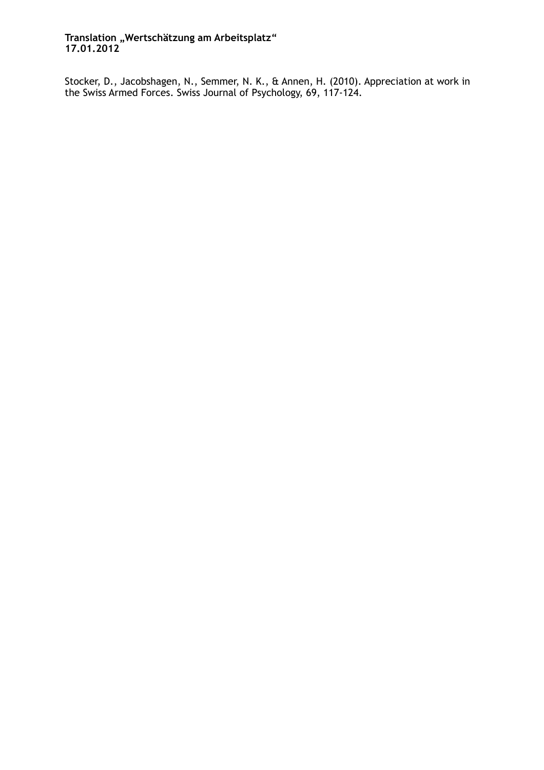**Translation „Wertschätzung am Arbeitsplatz“**
**17.01.2012**

Stocker, D., Jacobshagen, N., Semmer, N. K., & Annen, H. (2010). Appreciation at work in the Swiss Armed Forces. Swiss Journal of Psychology, 69, 117-124.